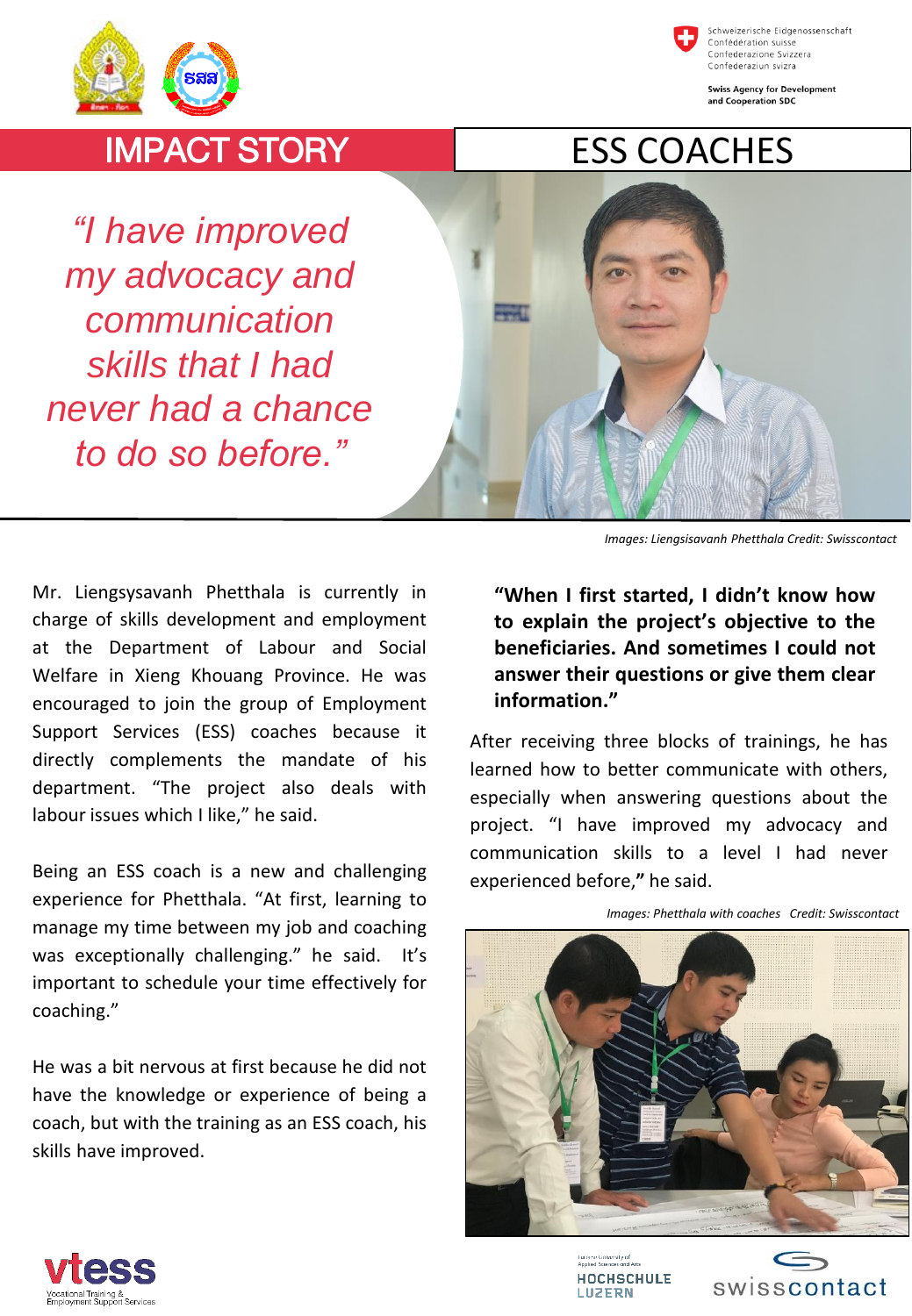Schweizerische Eidgenossenschaft
Confédération suisse
Confederazione Svizzera
Confederaziun svizra

Swiss Agency for Development and Cooperation SDC

# IMPACT STORY

# ESS COACHES

*"I have improved my advocacy and communication skills that I had never had a chance to do so before."*

*Images: Liengsisavanh Phetthala Credit: Swisscontact*

Mr. Liengsysavanh Phetthala is currently in charge of skills development and employment at the Department of Labour and Social Welfare in Xieng Khouang Province. He was encouraged to join the group of Employment Support Services (ESS) coaches because it directly complements the mandate of his department. "The project also deals with labour issues which I like," he said.

Being an ESS coach is a new and challenging experience for Phetthala. "At first, learning to manage my time between my job and coaching was exceptionally challenging." he said. It's important to schedule your time effectively for coaching."

He was a bit nervous at first because he did not have the knowledge or experience of being a coach, but with the training as an ESS coach, his skills have improved.

**"When I first started, I didn't know how to explain the project's objective to the beneficiaries. And sometimes I could not answer their questions or give them clear information."**

After receiving three blocks of trainings, he has learned how to better communicate with others, especially when answering questions about the project. "I have improved my advocacy and communication skills to a level I had never experienced before," he said.

*Images: Phetthala with coaches Credit: Swisscontact*

vtess
Vocational Training & Employment Support Services

HOCHSCHULE LUZERN

swisscontact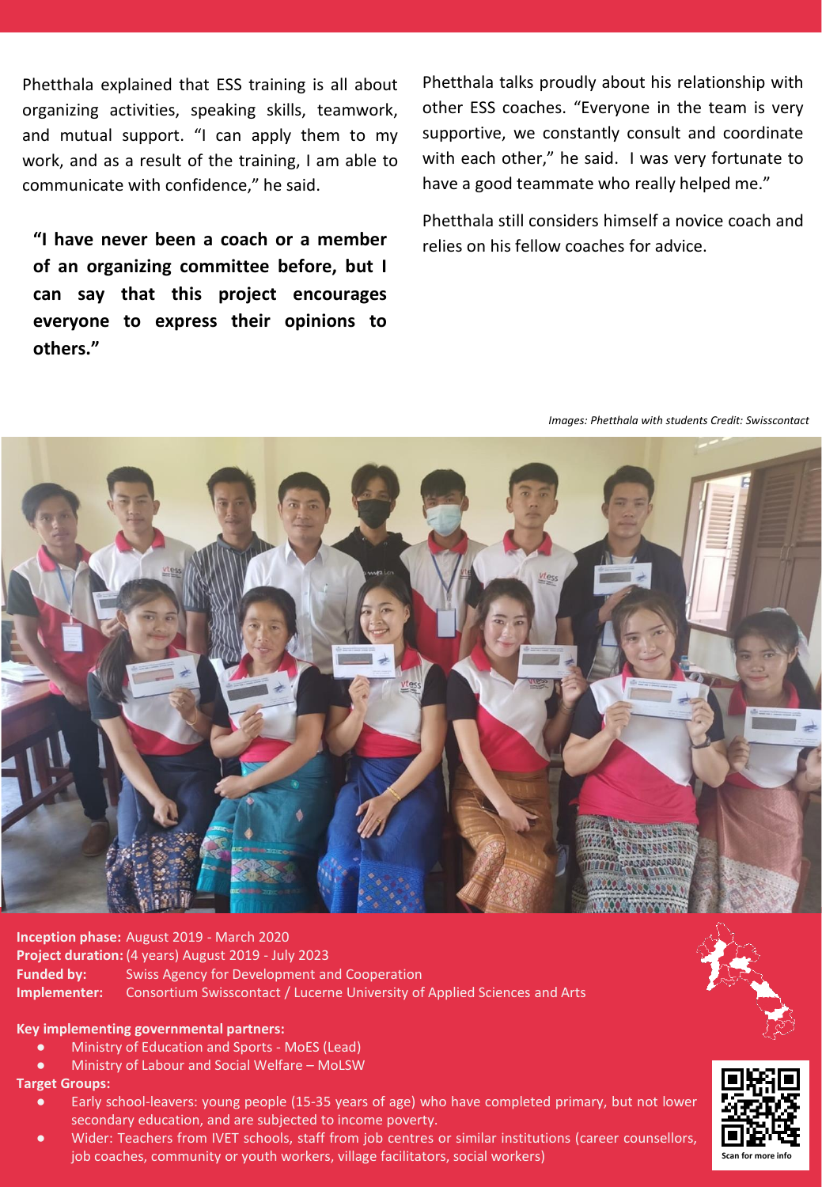Phetthala explained that ESS training is all about organizing activities, speaking skills, teamwork, and mutual support. "I can apply them to my work, and as a result of the training, I am able to communicate with confidence," he said.

**"I have never been a coach or a member of an organizing committee before, but I can say that this project encourages everyone to express their opinions to others."**

Phetthala talks proudly about his relationship with other ESS coaches. "Everyone in the team is very supportive, we constantly consult and coordinate with each other," he said. I was very fortunate to have a good teammate who really helped me."

Phetthala still considers himself a novice coach and relies on his fellow coaches for advice.

*Images: Phetthala with students Credit: Swisscontact*

**Inception phase:** August 2019 - March 2020
**Project duration:** (4 years) August 2019 - July 2023
**Funded by:** Swiss Agency for Development and Cooperation
**Implementer:** Consortium Swisscontact / Lucerne University of Applied Sciences and Arts

**Key implementing governmental partners:**

- Ministry of Education and Sports - MoES (Lead)
- Ministry of Labour and Social Welfare – MoLSW

**Target Groups:**

- Early school-leavers: young people (15-35 years of age) who have completed primary, but not lower secondary education, and are subjected to income poverty.
- Wider: Teachers from IVET schools, staff from job centres or similar institutions (career counsellors, job coaches, community or youth workers, village facilitators, social workers)

Scan for more info